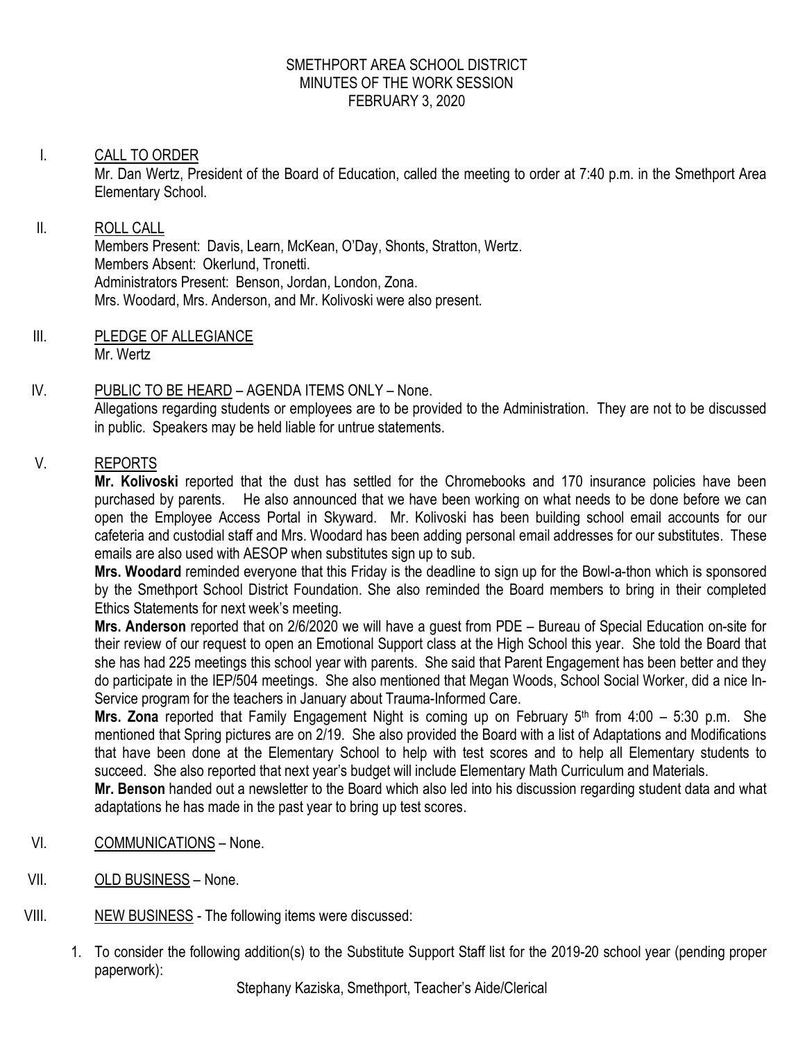# SMETHPORT AREA SCHOOL DISTRICT
## MINUTES OF THE WORK SESSION
## FEBRUARY 3, 2020

I. CALL TO ORDER

Mr. Dan Wertz, President of the Board of Education, called the meeting to order at 7:40 p.m. in the Smethport Area Elementary School.

II. ROLL CALL

Members Present: Davis, Learn, McKean, O'Day, Shonts, Stratton, Wertz.
Members Absent: Okerlund, Tronetti.
Administrators Present: Benson, Jordan, London, Zona.
Mrs. Woodard, Mrs. Anderson, and Mr. Kolivoski were also present.

III. PLEDGE OF ALLEGIANCE

Mr. Wertz

IV. PUBLIC TO BE HEARD – AGENDA ITEMS ONLY – None.

Allegations regarding students or employees are to be provided to the Administration. They are not to be discussed in public. Speakers may be held liable for untrue statements.

V. REPORTS

**Mr. Kolivoski** reported that the dust has settled for the Chromebooks and 170 insurance policies have been purchased by parents. He also announced that we have been working on what needs to be done before we can open the Employee Access Portal in Skyward. Mr. Kolivoski has been building school email accounts for our cafeteria and custodial staff and Mrs. Woodard has been adding personal email addresses for our substitutes. These emails are also used with AESOP when substitutes sign up to sub.

**Mrs. Woodard** reminded everyone that this Friday is the deadline to sign up for the Bowl-a-thon which is sponsored by the Smethport School District Foundation. She also reminded the Board members to bring in their completed Ethics Statements for next week's meeting.

**Mrs. Anderson** reported that on 2/6/2020 we will have a guest from PDE – Bureau of Special Education on-site for their review of our request to open an Emotional Support class at the High School this year. She told the Board that she has had 225 meetings this school year with parents. She said that Parent Engagement has been better and they do participate in the IEP/504 meetings. She also mentioned that Megan Woods, School Social Worker, did a nice In-Service program for the teachers in January about Trauma-Informed Care.

**Mrs. Zona** reported that Family Engagement Night is coming up on February 5th from 4:00 – 5:30 p.m. She mentioned that Spring pictures are on 2/19. She also provided the Board with a list of Adaptations and Modifications that have been done at the Elementary School to help with test scores and to help all Elementary students to succeed. She also reported that next year's budget will include Elementary Math Curriculum and Materials.

**Mr. Benson** handed out a newsletter to the Board which also led into his discussion regarding student data and what adaptations he has made in the past year to bring up test scores.

VI. COMMUNICATIONS – None.

VII. OLD BUSINESS – None.

VIII. NEW BUSINESS - The following items were discussed:

1. To consider the following addition(s) to the Substitute Support Staff list for the 2019-20 school year (pending proper paperwork):

   Stephany Kaziska, Smethport, Teacher's Aide/Clerical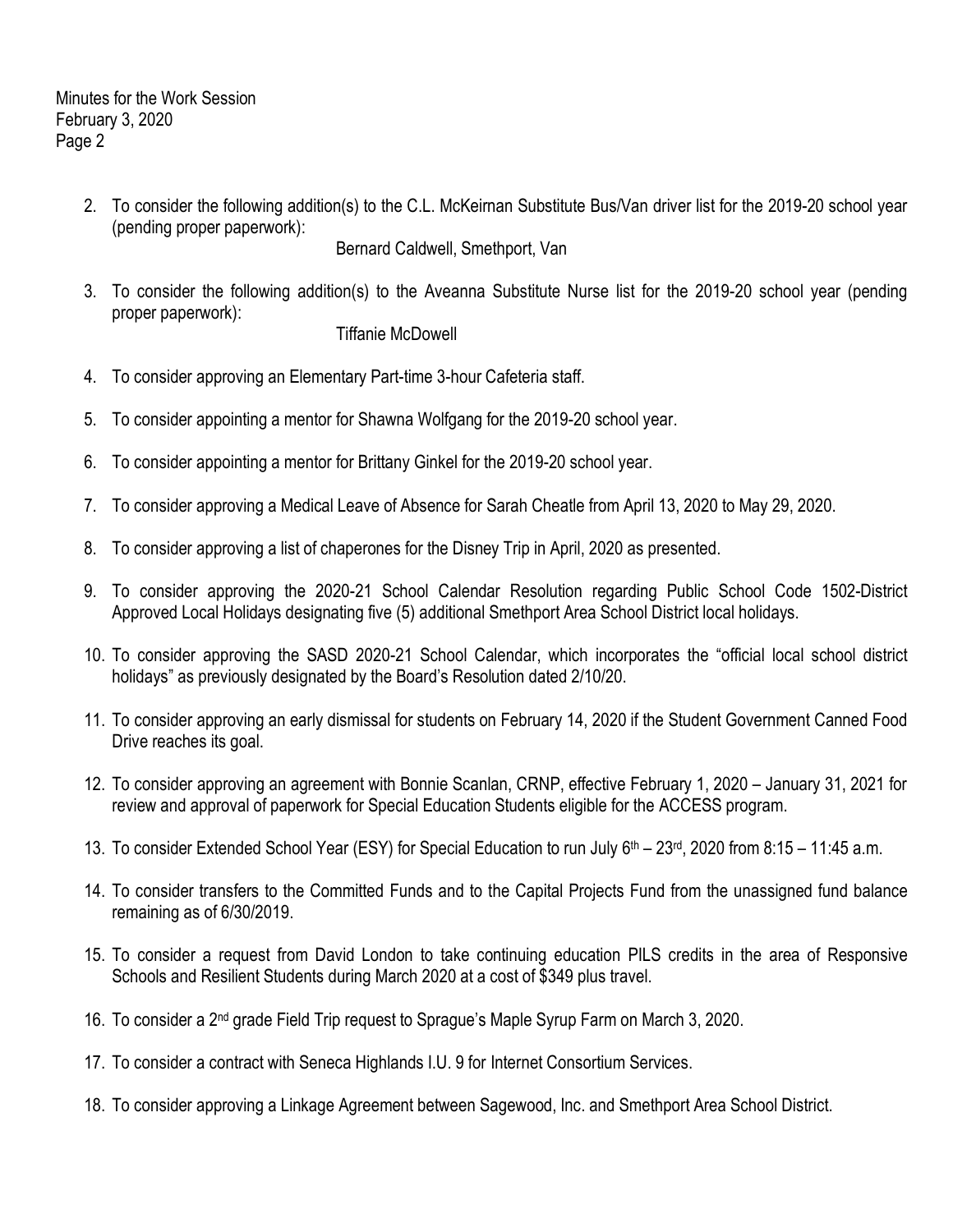2. To consider the following addition(s) to the C.L. McKeirnan Substitute Bus/Van driver list for the 2019-20 school year (pending proper paperwork):

   Bernard Caldwell, Smethport, Van

3. To consider the following addition(s) to the Aveanna Substitute Nurse list for the 2019-20 school year (pending proper paperwork):

   Tiffanie McDowell

4. To consider approving an Elementary Part-time 3-hour Cafeteria staff.

5. To consider appointing a mentor for Shawna Wolfgang for the 2019-20 school year.

6. To consider appointing a mentor for Brittany Ginkel for the 2019-20 school year.

7. To consider approving a Medical Leave of Absence for Sarah Cheatle from April 13, 2020 to May 29, 2020.

8. To consider approving a list of chaperones for the Disney Trip in April, 2020 as presented.

9. To consider approving the 2020-21 School Calendar Resolution regarding Public School Code 1502-District Approved Local Holidays designating five (5) additional Smethport Area School District local holidays.

10. To consider approving the SASD 2020-21 School Calendar, which incorporates the "official local school district holidays" as previously designated by the Board's Resolution dated 2/10/20.

11. To consider approving an early dismissal for students on February 14, 2020 if the Student Government Canned Food Drive reaches its goal.

12. To consider approving an agreement with Bonnie Scanlan, CRNP, effective February 1, 2020 – January 31, 2021 for review and approval of paperwork for Special Education Students eligible for the ACCESS program.

13. To consider Extended School Year (ESY) for Special Education to run July 6th – 23rd, 2020 from 8:15 – 11:45 a.m.

14. To consider transfers to the Committed Funds and to the Capital Projects Fund from the unassigned fund balance remaining as of 6/30/2019.

15. To consider a request from David London to take continuing education PILS credits in the area of Responsive Schools and Resilient Students during March 2020 at a cost of $349 plus travel.

16. To consider a 2nd grade Field Trip request to Sprague's Maple Syrup Farm on March 3, 2020.

17. To consider a contract with Seneca Highlands I.U. 9 for Internet Consortium Services.

18. To consider approving a Linkage Agreement between Sagewood, Inc. and Smethport Area School District.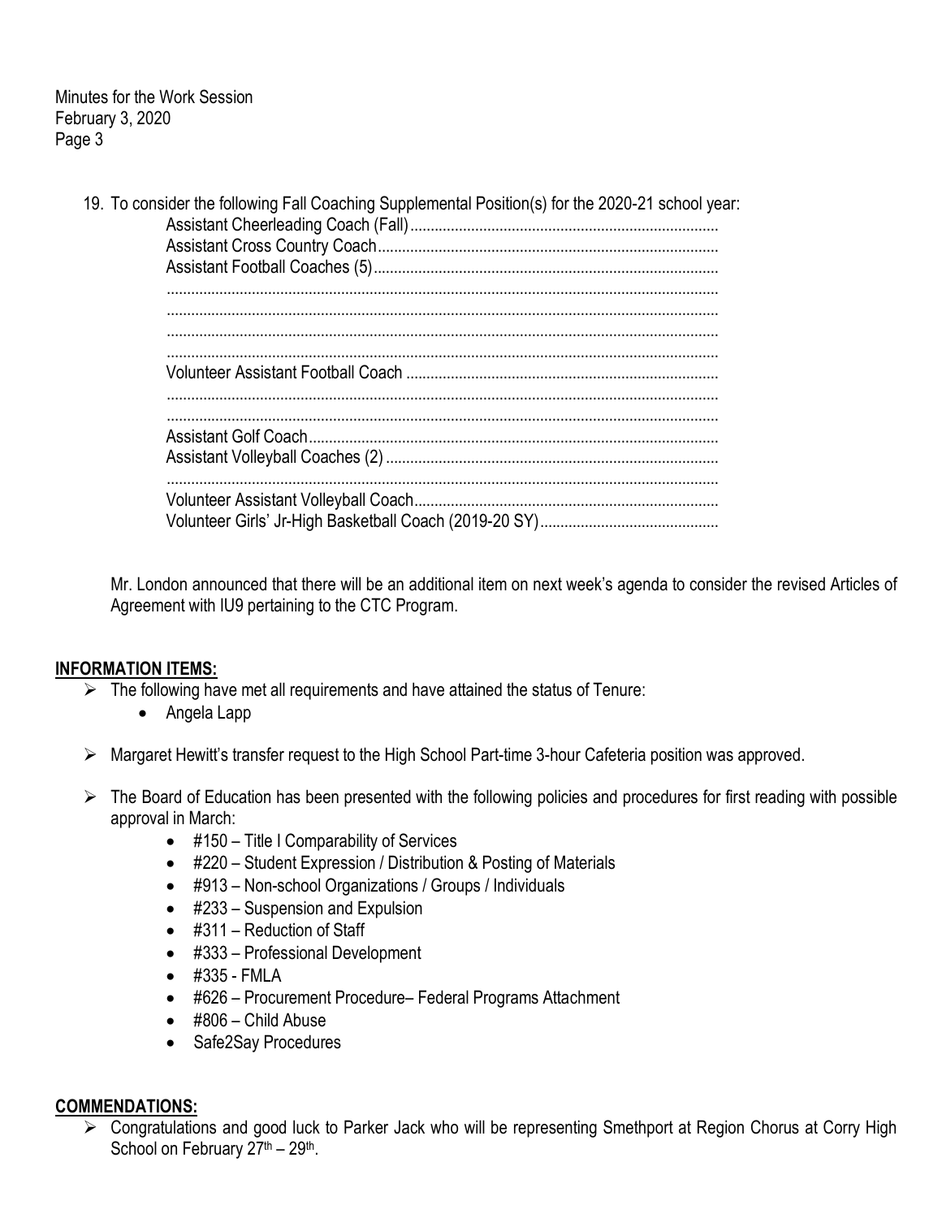Minutes for the Work Session
February 3, 2020

19. To consider the following Fall Coaching Supplemental Position(s) for the 2020-21 school year:
    Assistant Cheerleading Coach (Fall)........................................................................
    Assistant Cross Country Coach................................................................................
    Assistant Football Coaches (5)................................................................................
    .................................................................................................................................
    .................................................................................................................................
    .................................................................................................................................
    .................................................................................................................................
    Volunteer Assistant Football Coach .........................................................................
    .................................................................................................................................
    .................................................................................................................................
    Assistant Golf Coach................................................................................................
    Assistant Volleyball Coaches (2) ..............................................................................
    .................................................................................................................................
    Volunteer Assistant Volleyball Coach.......................................................................
    Volunteer Girls' Jr-High Basketball Coach (2019-20 SY)...........................................

    Mr. London announced that there will be an additional item on next week's agenda to consider the revised Articles of Agreement with IU9 pertaining to the CTC Program.

## INFORMATION ITEMS:

- The following have met all requirements and have attained the status of Tenure:
    - Angela Lapp
- Margaret Hewitt's transfer request to the High School Part-time 3-hour Cafeteria position was approved.
- The Board of Education has been presented with the following policies and procedures for first reading with possible approval in March:
    - #150 – Title I Comparability of Services
    - #220 – Student Expression / Distribution & Posting of Materials
    - #913 – Non-school Organizations / Groups / Individuals
    - #233 – Suspension and Expulsion
    - #311 – Reduction of Staff
    - #333 – Professional Development
    - #335 - FMLA
    - #626 – Procurement Procedure– Federal Programs Attachment
    - #806 – Child Abuse
    - Safe2Say Procedures

## COMMENDATIONS:

- Congratulations and good luck to Parker Jack who will be representing Smethport at Region Chorus at Corry High School on February 27th – 29th.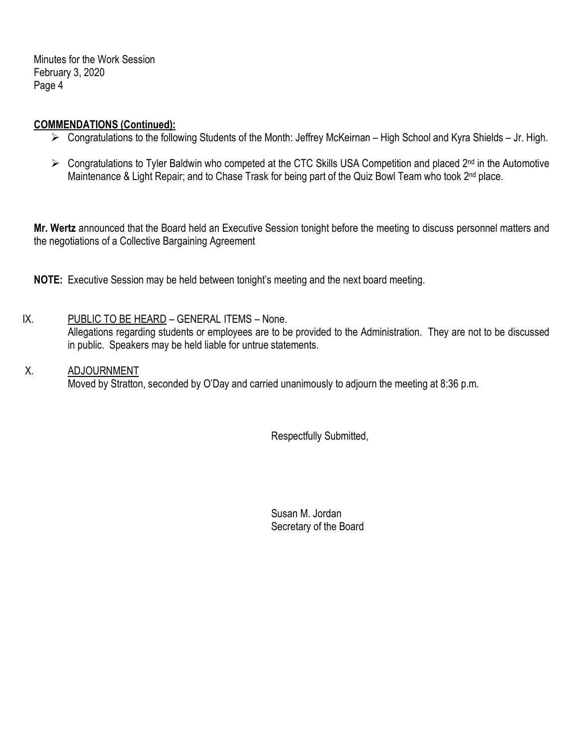**COMMENDATIONS (Continued):**

- Congratulations to the following Students of the Month: Jeffrey McKeirnan – High School and Kyra Shields – Jr. High.
- Congratulations to Tyler Baldwin who competed at the CTC Skills USA Competition and placed 2nd in the Automotive Maintenance & Light Repair; and to Chase Trask for being part of the Quiz Bowl Team who took 2nd place.

**Mr. Wertz** announced that the Board held an Executive Session tonight before the meeting to discuss personnel matters and the negotiations of a Collective Bargaining Agreement

**NOTE:** Executive Session may be held between tonight's meeting and the next board meeting.

IX. PUBLIC TO BE HEARD – GENERAL ITEMS – None.
Allegations regarding students or employees are to be provided to the Administration. They are not to be discussed in public. Speakers may be held liable for untrue statements.

X. ADJOURNMENT
Moved by Stratton, seconded by O'Day and carried unanimously to adjourn the meeting at 8:36 p.m.

Respectfully Submitted,

Susan M. Jordan
Secretary of the Board